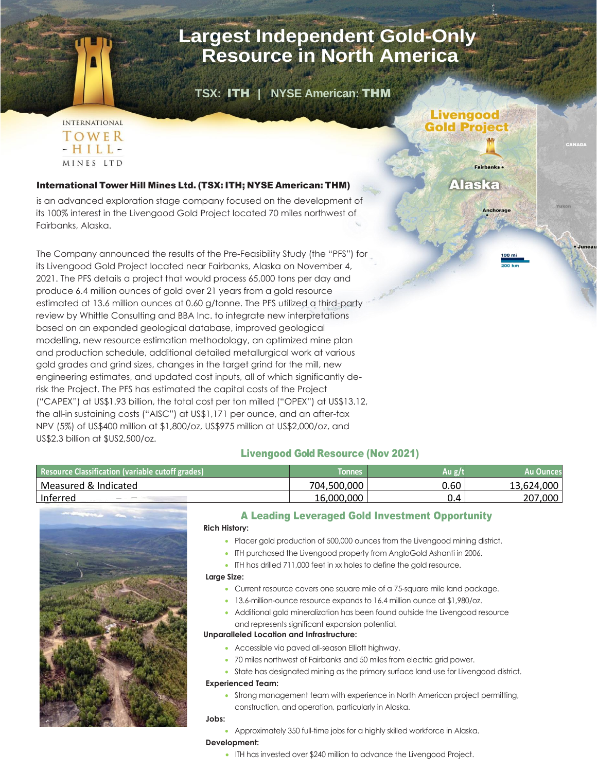# Largest Independent Gold-Only Resource in North America

**TSX: ITH | NYSE American: THM**

INTERNATIONAL TOWER HILL MINES LTD

Livengood Gold Project

Alaska

### International Tower Hill Mines Ltd. (TSX: ITH; NYSE American: THM)

is an advanced exploration stage company focused on the development of its 100% interest in the Livengood Gold Project located 70 miles northwest of Fairbanks, Alaska.

The Company announced the results of the Pre-Feasibility Study (the "PFS") for its Livengood Gold Project located near Fairbanks, Alaska on November 4, 2021. The PFS details a project that would process 65,000 tons per day and produce 6.4 million ounces of gold over 21 years from a gold resource estimated at 13.6 million ounces at 0.60 g/tonne. The PFS utilized a third-party review by Whittle Consulting and BBA Inc. to integrate new interpretations based on an expanded geological database, improved geological modelling, new resource estimation methodology, an optimized mine plan and production schedule, additional detailed metallurgical work at various gold grades and grind sizes, changes in the target grind for the mill, new engineering estimates, and updated cost inputs, all of which significantly de-risk the Project. The PFS has estimated the capital costs of the Project ("CAPEX") at US$1.93 billion, the total cost per ton milled ("OPEX") at US$13.12, the all-in sustaining costs ("AISC") at US$1,171 per ounce, and an after-tax NPV (5%) of US$400 million at $1,800/oz, US$975 million at US$2,000/oz, and US$2.3 billion at $US2,500/oz.

### Livengood Gold Resource (Nov 2021)

| Resource Classification (variable cutoff grades) | Tonnes | Au g/t | Au Ounces |
|---|---|---|---|
| Measured & Indicated | 704,500,000 | 0.60 | 13,624,000 |
| Inferred | 16,000,000 | 0.4 | 207,000 |

### A Leading Leveraged Gold Investment Opportunity

**Rich History:**

- Placer gold production of 500,000 ounces from the Livengood mining district.
- ITH purchased the Livengood property from AngloGold Ashanti in 2006.
- ITH has drilled 711,000 feet in xx holes to define the gold resource.

**Large Size:**

- Current resource covers one square mile of a 75-square mile land package.
- 13.6-million-ounce resource expands to 16.4 million ounce at $1,980/oz.
- Additional gold mineralization has been found outside the Livengood resource and represents significant expansion potential.

**Unparalleled Location and Infrastructure:**

- Accessible via paved all-season Elliott highway.
- 70 miles northwest of Fairbanks and 50 miles from electric grid power.
- State has designated mining as the primary surface land use for Livengood district.

**Experienced Team:**

- Strong management team with experience in North American project permitting, construction, and operation, particularly in Alaska.

**Jobs:**

- Approximately 350 full-time jobs for a highly skilled workforce in Alaska.

**Development:**

- ITH has invested over $240 million to advance the Livengood Project.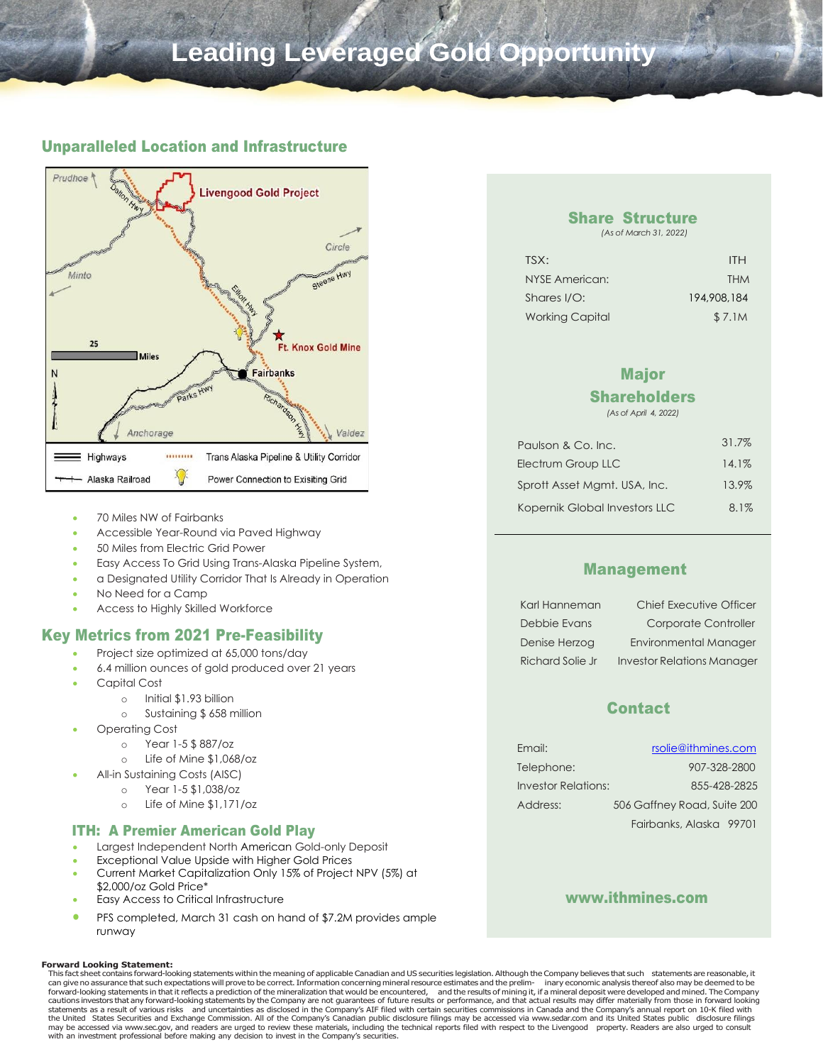# Leading Leveraged Gold Opportunity

## Unparalleled Location and Infrastructure

Prudhoe
Dalton Hwy
Livengood Gold Project
Circle
Minto
Steese Hwy
Elliott Hwy
25
Miles
Ft. Knox Gold Mine
N
Fairbanks
Parks Hwy
Richardson Hwy
Anchorage
Valdez
Highways
Trans Alaska Pipeline & Utility Corridor
Alaska Railroad
Power Connection to Exisiting Grid

- 70 Miles NW of Fairbanks
- Accessible Year-Round via Paved Highway
- 50 Miles from Electric Grid Power
- Easy Access To Grid Using Trans-Alaska Pipeline System,
- a Designated Utility Corridor That Is Already in Operation
- No Need for a Camp
- Access to Highly Skilled Workforce

## Key Metrics from 2021 Pre-Feasibility

- Project size optimized at 65,000 tons/day
- 6.4 million ounces of gold produced over 21 years
- Capital Cost
  - Initial $1.93 billion
  - Sustaining $ 658 million
- Operating Cost
  - Year 1-5 $ 887/oz
  - Life of Mine $1,068/oz
- All-in Sustaining Costs (AISC)
  - Year 1-5 $1,038/oz
  - Life of Mine $1,171/oz

### ITH: A Premier American Gold Play

- Largest Independent North American Gold-only Deposit
- Exceptional Value Upside with Higher Gold Prices
- Current Market Capitalization Only 15% of Project NPV (5%) at $2,000/oz Gold Price*
- Easy Access to Critical Infrastructure
- PFS completed, March 31 cash on hand of $7.2M provides ample runway

## Share Structure

*(As of March 31, 2022)*

| | |
|---|---|
| TSX: | ITH |
| NYSE American: | THM |
| Shares I/O: | 194,908,184 |
| Working Capital | $ 7.1M |

## Major Shareholders

*(As of April 4, 2022)*

| | |
|---|---|
| Paulson & Co. Inc. | 31.7% |
| Electrum Group LLC | 14.1% |
| Sprott Asset Mgmt. USA, Inc. | 13.9% |
| Kopernik Global Investors LLC | 8.1% |

## Management

| | |
|---|---|
| Karl Hanneman | Chief Executive Officer |
| Debbie Evans | Corporate Controller |
| Denise Herzog | Environmental Manager |
| Richard Solie Jr | Investor Relations Manager |

## Contact

| | |
|---|---|
| Email: | rsolie@ithmines.com |
| Telephone: | 907-328-2800 |
| Investor Relations: | 855-428-2825 |
| Address: | 506 Gaffney Road, Suite 200 Fairbanks, Alaska 99701 |

**www.ithmines.com**

**Forward Looking Statement:**
This fact sheet contains forward-looking statements within the meaning of applicable Canadian and US securities legislation. Although the Company believes that such statements are reasonable, it can give no assurance that such expectations will prove to be correct. Information concerning mineral resource estimates and the preliminary economic analysis thereof also may be deemed to be forward-looking statements in that it reflects a prediction of the mineralization that would be encountered, and the results of mining it, if a mineral deposit were developed and mined. The Company cautions investors that any forward-looking statements by the Company are not guarantees of future results or performance, and that actual results may differ materially from those in forward looking statements as a result of various risks and uncertainties as disclosed in the Company's AIF filed with certain securities commissions in Canada and the Company's annual report on 10-K filed with the United States Securities and Exchange Commission. All of the Company's Canadian public disclosure filings may be accessed via www.sedar.com and its United States public disclosure filings may be accessed via www.sec.gov, and readers are urged to review these materials, including the technical reports filed with respect to the Livengood property. Readers are also urged to consult with an investment professional before making any decision to invest in the Company's securities.